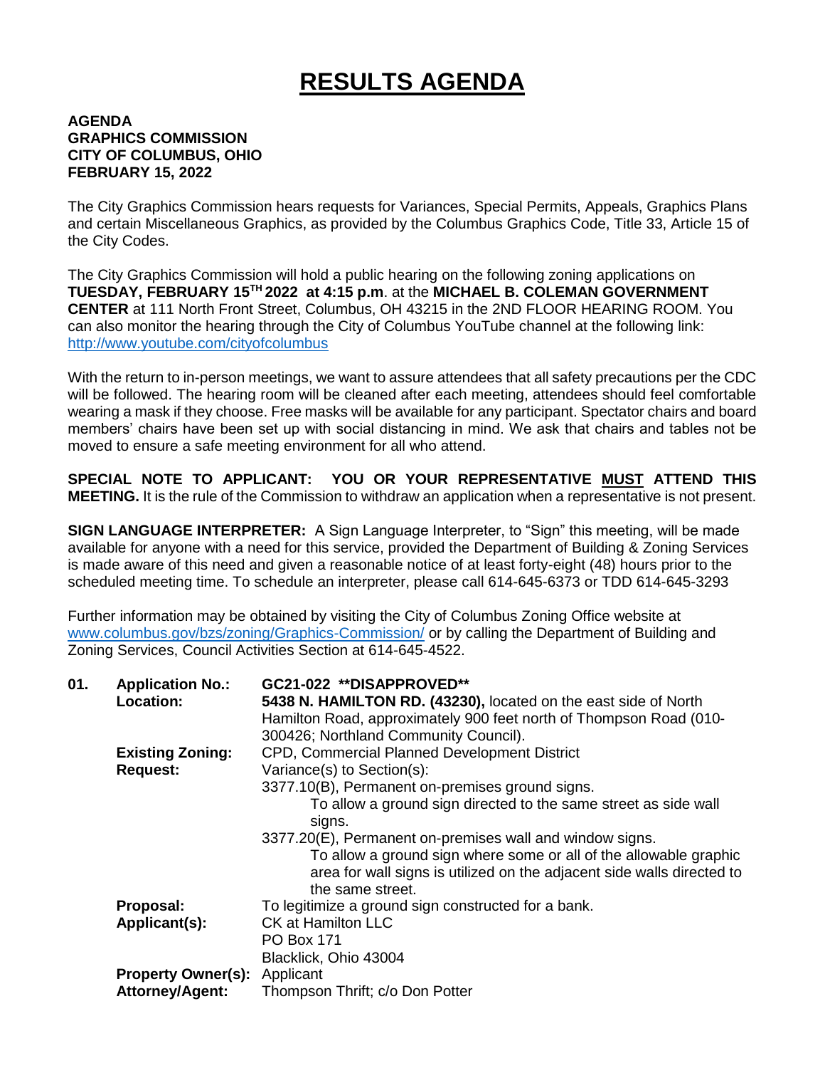# RESULTS AGENDA

**AGENDA**
**GRAPHICS COMMISSION**
**CITY OF COLUMBUS, OHIO**
**FEBRUARY 15, 2022**

The City Graphics Commission hears requests for Variances, Special Permits, Appeals, Graphics Plans and certain Miscellaneous Graphics, as provided by the Columbus Graphics Code, Title 33, Article 15 of the City Codes.

The City Graphics Commission will hold a public hearing on the following zoning applications on **TUESDAY, FEBRUARY 15TH 2022 at 4:15 p.m**. at the **MICHAEL B. COLEMAN GOVERNMENT CENTER** at 111 North Front Street, Columbus, OH 43215 in the 2ND FLOOR HEARING ROOM. You can also monitor the hearing through the City of Columbus YouTube channel at the following link: http://www.youtube.com/cityofcolumbus

With the return to in-person meetings, we want to assure attendees that all safety precautions per the CDC will be followed. The hearing room will be cleaned after each meeting, attendees should feel comfortable wearing a mask if they choose. Free masks will be available for any participant. Spectator chairs and board members' chairs have been set up with social distancing in mind. We ask that chairs and tables not be moved to ensure a safe meeting environment for all who attend.

**SPECIAL NOTE TO APPLICANT: YOU OR YOUR REPRESENTATIVE MUST ATTEND THIS MEETING.** It is the rule of the Commission to withdraw an application when a representative is not present.

**SIGN LANGUAGE INTERPRETER:** A Sign Language Interpreter, to "Sign" this meeting, will be made available for anyone with a need for this service, provided the Department of Building & Zoning Services is made aware of this need and given a reasonable notice of at least forty-eight (48) hours prior to the scheduled meeting time. To schedule an interpreter, please call 614-645-6373 or TDD 614-645-3293

Further information may be obtained by visiting the City of Columbus Zoning Office website at www.columbus.gov/bzs/zoning/Graphics-Commission/ or by calling the Department of Building and Zoning Services, Council Activities Section at 614-645-4522.

**01. Application No.:** GC21-022 **\*\*DISAPPROVED\*\***

**Location:** **5438 N. HAMILTON RD. (43230),** located on the east side of North Hamilton Road, approximately 900 feet north of Thompson Road (010-300426; Northland Community Council).

**Existing Zoning:** CPD, Commercial Planned Development District

**Request:** Variance(s) to Section(s):

3377.10(B), Permanent on-premises ground signs.
To allow a ground sign directed to the same street as side wall signs.

3377.20(E), Permanent on-premises wall and window signs.
To allow a ground sign where some or all of the allowable graphic area for wall signs is utilized on the adjacent side walls directed to the same street.

**Proposal:** To legitimize a ground sign constructed for a bank.

**Applicant(s):** CK at Hamilton LLC
PO Box 171
Blacklick, Ohio 43004

**Property Owner(s):** Applicant

**Attorney/Agent:** Thompson Thrift; c/o Don Potter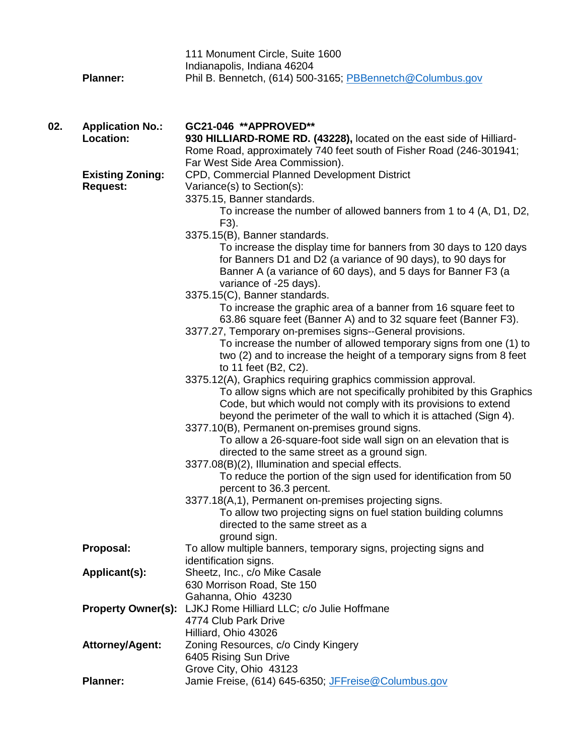111 Monument Circle, Suite 1600
Indianapolis, Indiana 46204

**Planner:** Phil B. Bennetch, (614) 500-3165; PBBennetch@Columbus.gov

**02. Application No.:** **GC21-046 **APPROVED****

**Location:** **930 HILLIARD-ROME RD. (43228),** located on the east side of Hilliard-Rome Road, approximately 740 feet south of Fisher Road (246-301941; Far West Side Area Commission).

**Existing Zoning:** CPD, Commercial Planned Development District

**Request:** Variance(s) to Section(s):

3375.15, Banner standards.
To increase the number of allowed banners from 1 to 4 (A, D1, D2, F3).

3375.15(B), Banner standards.
To increase the display time for banners from 30 days to 120 days for Banners D1 and D2 (a variance of 90 days), to 90 days for Banner A (a variance of 60 days), and 5 days for Banner F3 (a variance of -25 days).

3375.15(C), Banner standards.
To increase the graphic area of a banner from 16 square feet to 63.86 square feet (Banner A) and to 32 square feet (Banner F3).

3377.27, Temporary on-premises signs--General provisions.
To increase the number of allowed temporary signs from one (1) to two (2) and to increase the height of a temporary signs from 8 feet to 11 feet (B2, C2).

3375.12(A), Graphics requiring graphics commission approval.
To allow signs which are not specifically prohibited by this Graphics Code, but which would not comply with its provisions to extend beyond the perimeter of the wall to which it is attached (Sign 4).

3377.10(B), Permanent on-premises ground signs.
To allow a 26-square-foot side wall sign on an elevation that is directed to the same street as a ground sign.

3377.08(B)(2), Illumination and special effects.
To reduce the portion of the sign used for identification from 50 percent to 36.3 percent.

3377.18(A,1), Permanent on-premises projecting signs.
To allow two projecting signs on fuel station building columns directed to the same street as a ground sign.

**Proposal:** To allow multiple banners, temporary signs, projecting signs and identification signs.

**Applicant(s):** Sheetz, Inc., c/o Mike Casale
630 Morrison Road, Ste 150
Gahanna, Ohio 43230

**Property Owner(s):** LJKJ Rome Hilliard LLC; c/o Julie Hoffmane
4774 Club Park Drive
Hilliard, Ohio 43026

**Attorney/Agent:** Zoning Resources, c/o Cindy Kingery
6405 Rising Sun Drive
Grove City, Ohio 43123

**Planner:** Jamie Freise, (614) 645-6350; JFFreise@Columbus.gov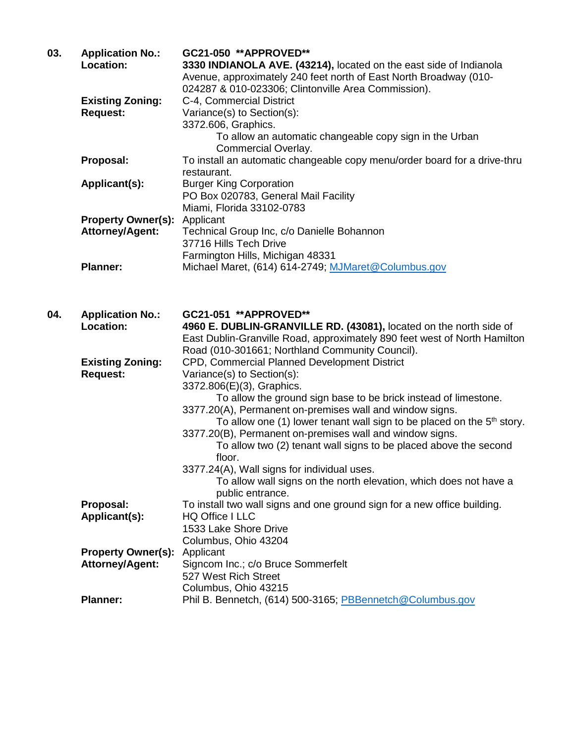**03.** **Application No.:** **GC21-050 \*\*APPROVED\*\***

**Location:** **3330 INDIANOLA AVE. (43214),** located on the east side of Indianola Avenue, approximately 240 feet north of East North Broadway (010-024287 & 010-023306; Clintonville Area Commission).

**Existing Zoning:** C-4, Commercial District

**Request:** Variance(s) to Section(s):
3372.606, Graphics.
To allow an automatic changeable copy sign in the Urban Commercial Overlay.

**Proposal:** To install an automatic changeable copy menu/order board for a drive-thru restaurant.

**Applicant(s):** Burger King Corporation
PO Box 020783, General Mail Facility
Miami, Florida 33102-0783

**Property Owner(s):** Applicant

**Attorney/Agent:** Technical Group Inc, c/o Danielle Bohannon
37716 Hills Tech Drive
Farmington Hills, Michigan 48331

**Planner:** Michael Maret, (614) 614-2749; MJMaret@Columbus.gov

**04.** **Application No.:** **GC21-051 \*\*APPROVED\*\***

**Location:** **4960 E. DUBLIN-GRANVILLE RD. (43081),** located on the north side of East Dublin-Granville Road, approximately 890 feet west of North Hamilton Road (010-301661; Northland Community Council).

**Existing Zoning:** CPD, Commercial Planned Development District

**Request:** Variance(s) to Section(s):
3372.806(E)(3), Graphics.
To allow the ground sign base to be brick instead of limestone.
3377.20(A), Permanent on-premises wall and window signs.
To allow one (1) lower tenant wall sign to be placed on the 5th story.
3377.20(B), Permanent on-premises wall and window signs.
To allow two (2) tenant wall signs to be placed above the second floor.
3377.24(A), Wall signs for individual uses.
To allow wall signs on the north elevation, which does not have a public entrance.

**Proposal:** To install two wall signs and one ground sign for a new office building.

**Applicant(s):** HQ Office I LLC
1533 Lake Shore Drive
Columbus, Ohio 43204

**Property Owner(s):** Applicant

**Attorney/Agent:** Signcom Inc.; c/o Bruce Sommerfelt
527 West Rich Street
Columbus, Ohio 43215

**Planner:** Phil B. Bennetch, (614) 500-3165; PBBennetch@Columbus.gov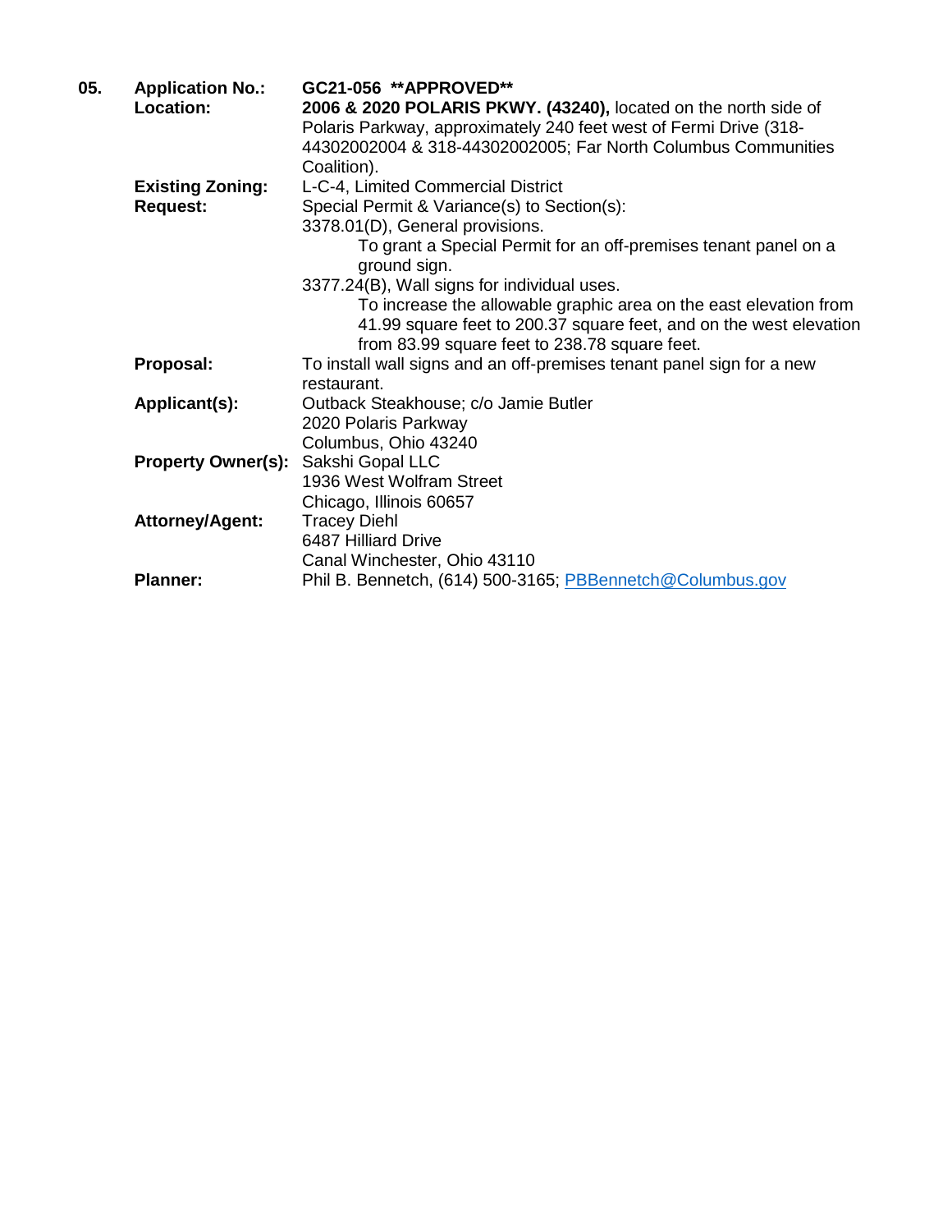**05.** **Application No.:** **GC21-056 \*\*APPROVED\*\***

**Location:** **2006 & 2020 POLARIS PKWY. (43240),** located on the north side of Polaris Parkway, approximately 240 feet west of Fermi Drive (318-44302002004 & 318-44302002005; Far North Columbus Communities Coalition).

**Existing Zoning:** L-C-4, Limited Commercial District

**Request:** Special Permit & Variance(s) to Section(s):

3378.01(D), General provisions.

To grant a Special Permit for an off-premises tenant panel on a ground sign.

3377.24(B), Wall signs for individual uses.

To increase the allowable graphic area on the east elevation from 41.99 square feet to 200.37 square feet, and on the west elevation from 83.99 square feet to 238.78 square feet.

**Proposal:** To install wall signs and an off-premises tenant panel sign for a new restaurant.

**Applicant(s):** Outback Steakhouse; c/o Jamie Butler
2020 Polaris Parkway
Columbus, Ohio 43240

**Property Owner(s):** Sakshi Gopal LLC
1936 West Wolfram Street
Chicago, Illinois 60657

**Attorney/Agent:** Tracey Diehl
6487 Hilliard Drive
Canal Winchester, Ohio 43110

**Planner:** Phil B. Bennetch, (614) 500-3165; PBBennetch@Columbus.gov